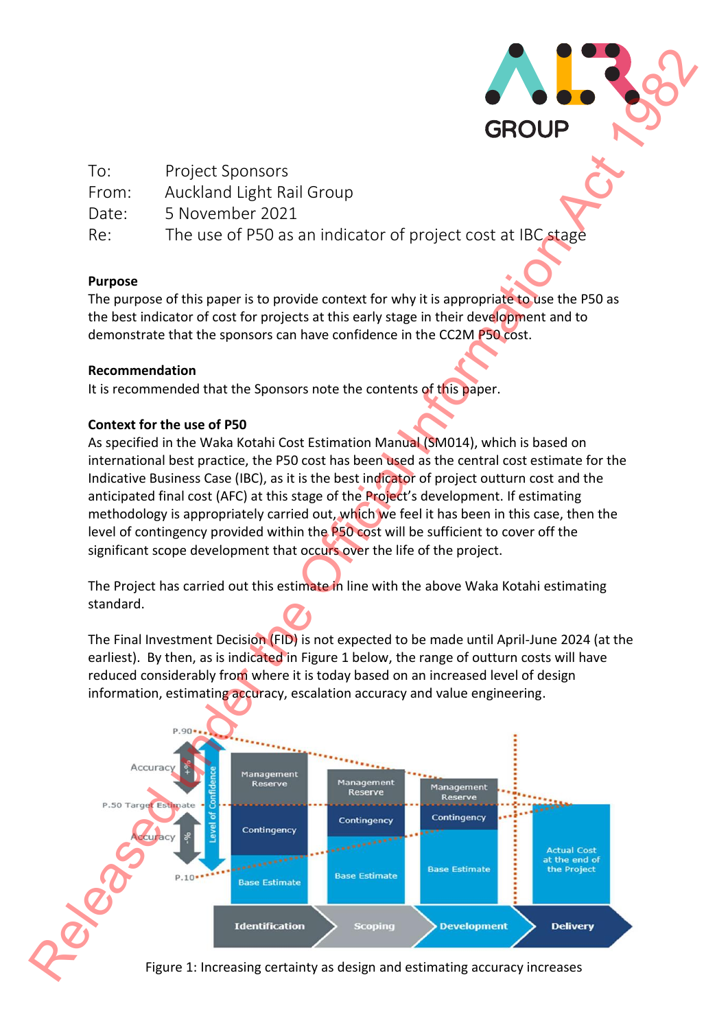To: Project Sponsors
From: Auckland Light Rail Group
Date: 5 November 2021
Re: The use of P50 as an indicator of project cost at IBC stage

**Purpose**

The purpose of this paper is to provide context for why it is appropriate to use the P50 as the best indicator of cost for projects at this early stage in their development and to demonstrate that the sponsors can have confidence in the CC2M P50 cost.

**Recommendation**

It is recommended that the Sponsors note the contents of this paper.

**Context for the use of P50**

As specified in the Waka Kotahi Cost Estimation Manual (SM014), which is based on international best practice, the P50 cost has been used as the central cost estimate for the Indicative Business Case (IBC), as it is the best indicator of project outturn cost and the anticipated final cost (AFC) at this stage of the Project's development. If estimating methodology is appropriately carried out, which we feel it has been in this case, then the level of contingency provided within the P50 cost will be sufficient to cover off the significant scope development that occurs over the life of the project.

The Project has carried out this estimate in line with the above Waka Kotahi estimating standard.

The Final Investment Decision (FID) is not expected to be made until April-June 2024 (at the earliest). By then, as is indicated in Figure 1 below, the range of outturn costs will have reduced considerably from where it is today based on an increased level of design information, estimating accuracy, escalation accuracy and value engineering.

Figure 1: Increasing certainty as design and estimating accuracy increases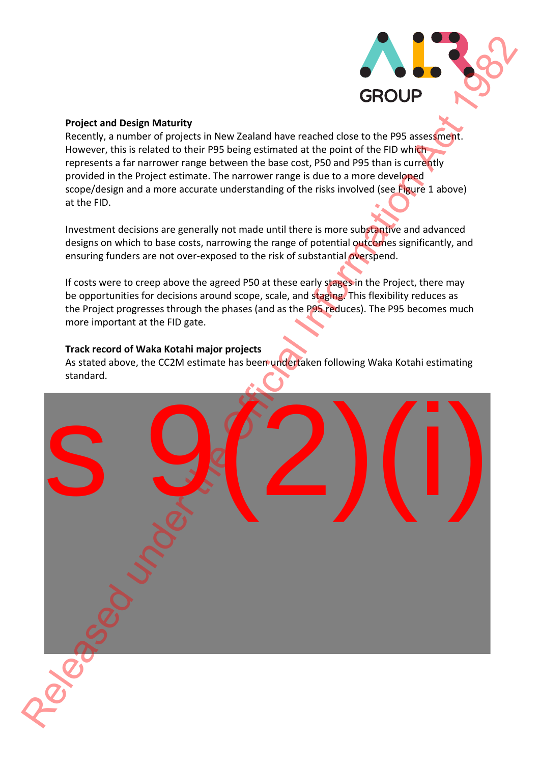**Project and Design Maturity**

Recently, a number of projects in New Zealand have reached close to the P95 assessment. However, this is related to their P95 being estimated at the point of the FID which represents a far narrower range between the base cost, P50 and P95 than is currently provided in the Project estimate. The narrower range is due to a more developed scope/design and a more accurate understanding of the risks involved (see Figure 1 above) at the FID.

Investment decisions are generally not made until there is more substantive and advanced designs on which to base costs, narrowing the range of potential outcomes significantly, and ensuring funders are not over-exposed to the risk of substantial overspend.

If costs were to creep above the agreed P50 at these early stages in the Project, there may be opportunities for decisions around scope, scale, and staging. This flexibility reduces as the Project progresses through the phases (and as the P95 reduces). The P95 becomes much more important at the FID gate.

**Track record of Waka Kotahi major projects**

As stated above, the CC2M estimate has been undertaken following Waka Kotahi estimating standard.

s 9(2)(i)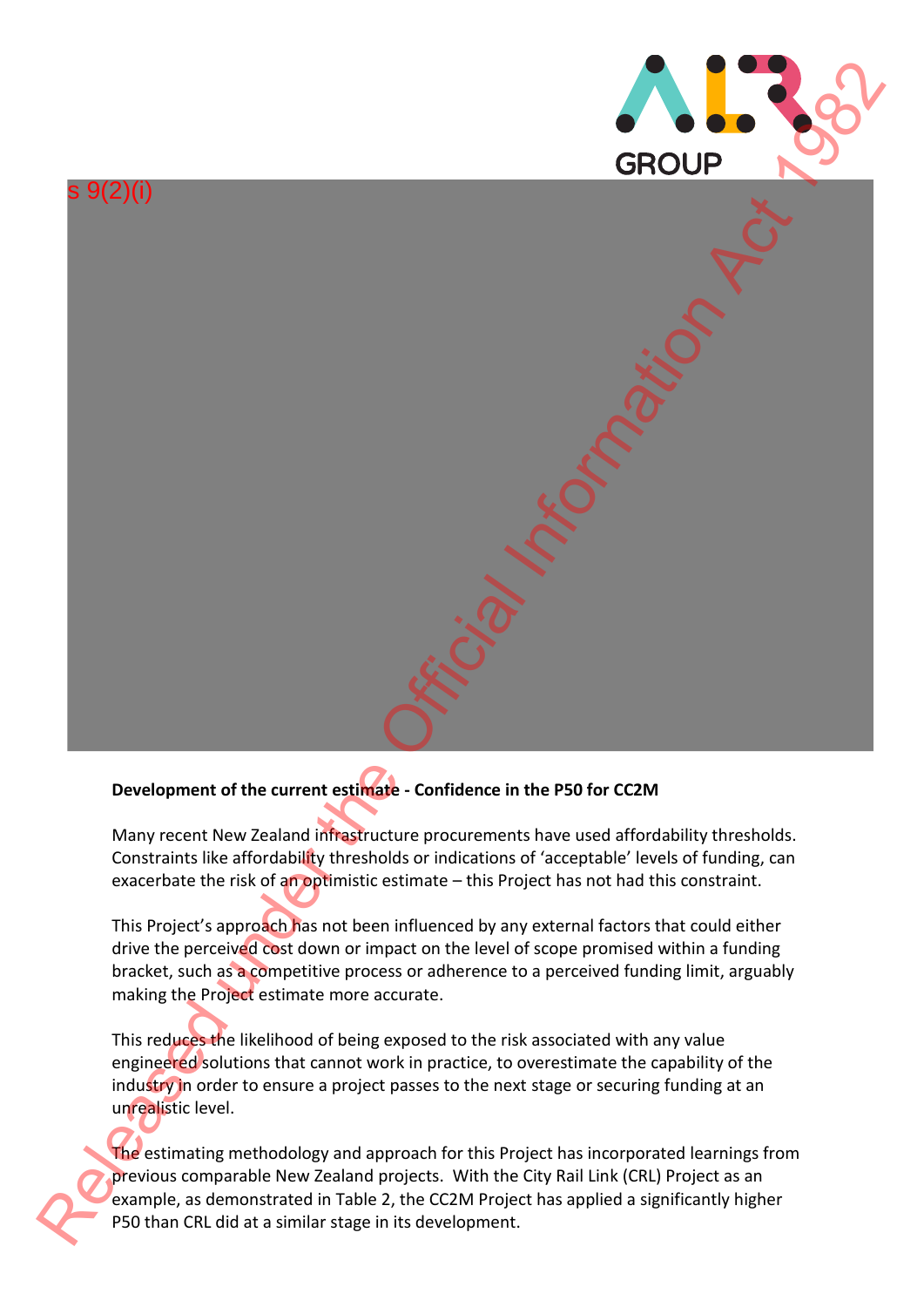s 9(2)(i)

**Development of the current estimate - Confidence in the P50 for CC2M**

Many recent New Zealand infrastructure procurements have used affordability thresholds. Constraints like affordability thresholds or indications of 'acceptable' levels of funding, can exacerbate the risk of an optimistic estimate – this Project has not had this constraint.

This Project's approach has not been influenced by any external factors that could either drive the perceived cost down or impact on the level of scope promised within a funding bracket, such as a competitive process or adherence to a perceived funding limit, arguably making the Project estimate more accurate.

This reduces the likelihood of being exposed to the risk associated with any value engineered solutions that cannot work in practice, to overestimate the capability of the industry in order to ensure a project passes to the next stage or securing funding at an unrealistic level.

The estimating methodology and approach for this Project has incorporated learnings from previous comparable New Zealand projects. With the City Rail Link (CRL) Project as an example, as demonstrated in Table 2, the CC2M Project has applied a significantly higher P50 than CRL did at a similar stage in its development.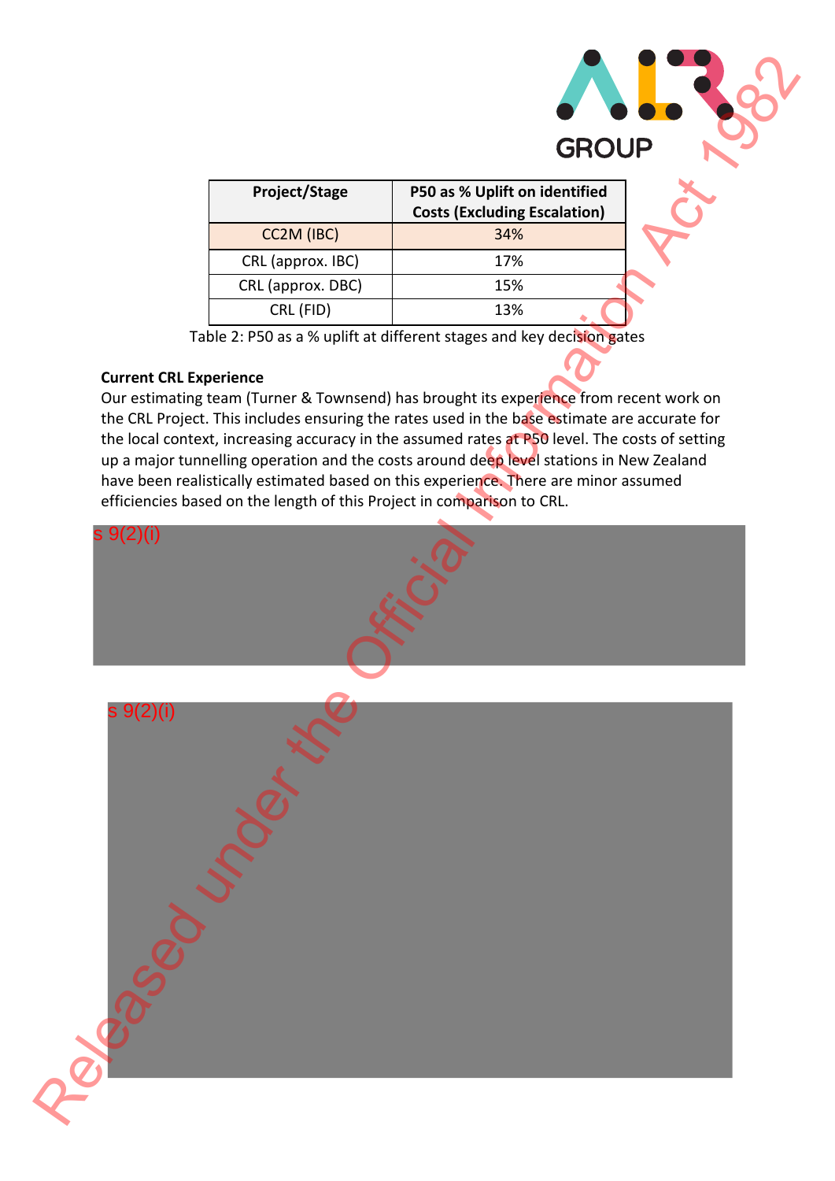| Project/Stage | P50 as % Uplift on identified Costs (Excluding Escalation) |
|---|---|
| CC2M (IBC) | 34% |
| CRL (approx. IBC) | 17% |
| CRL (approx. DBC) | 15% |
| CRL (FID) | 13% |

Table 2: P50 as a % uplift at different stages and key decision gates

**Current CRL Experience**

Our estimating team (Turner & Townsend) has brought its experience from recent work on the CRL Project. This includes ensuring the rates used in the base estimate are accurate for the local context, increasing accuracy in the assumed rates at P50 level. The costs of setting up a major tunnelling operation and the costs around deep level stations in New Zealand have been realistically estimated based on this experience. There are minor assumed efficiencies based on the length of this Project in comparison to CRL.

s 9(2)(i)

s 9(2)(i)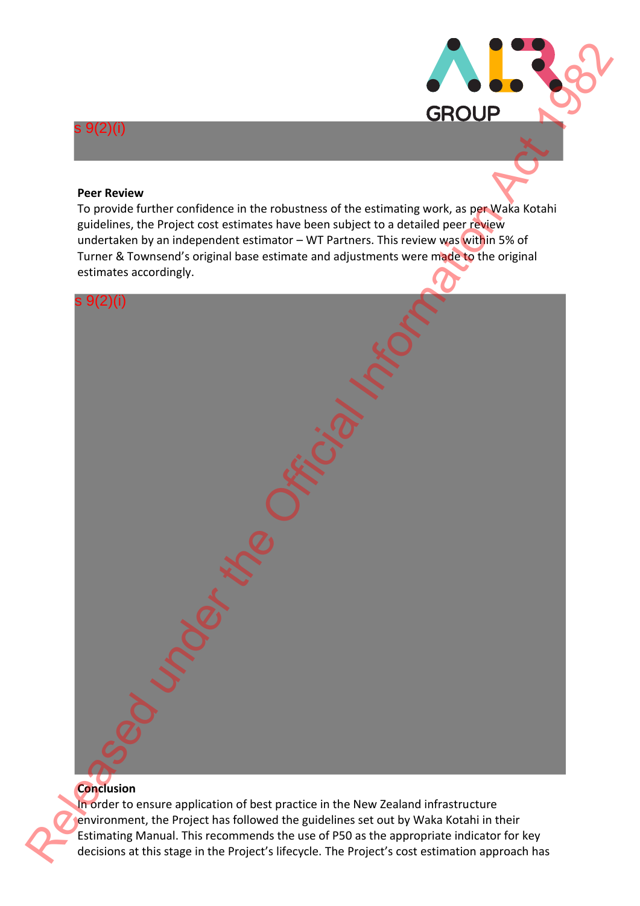s 9(2)(i)

**Peer Review**

To provide further confidence in the robustness of the estimating work, as per Waka Kotahi guidelines, the Project cost estimates have been subject to a detailed peer review undertaken by an independent estimator – WT Partners. This review was within 5% of Turner & Townsend's original base estimate and adjustments were made to the original estimates accordingly.

s 9(2)(i)

**Conclusion**

In order to ensure application of best practice in the New Zealand infrastructure environment, the Project has followed the guidelines set out by Waka Kotahi in their Estimating Manual. This recommends the use of P50 as the appropriate indicator for key decisions at this stage in the Project's lifecycle. The Project's cost estimation approach has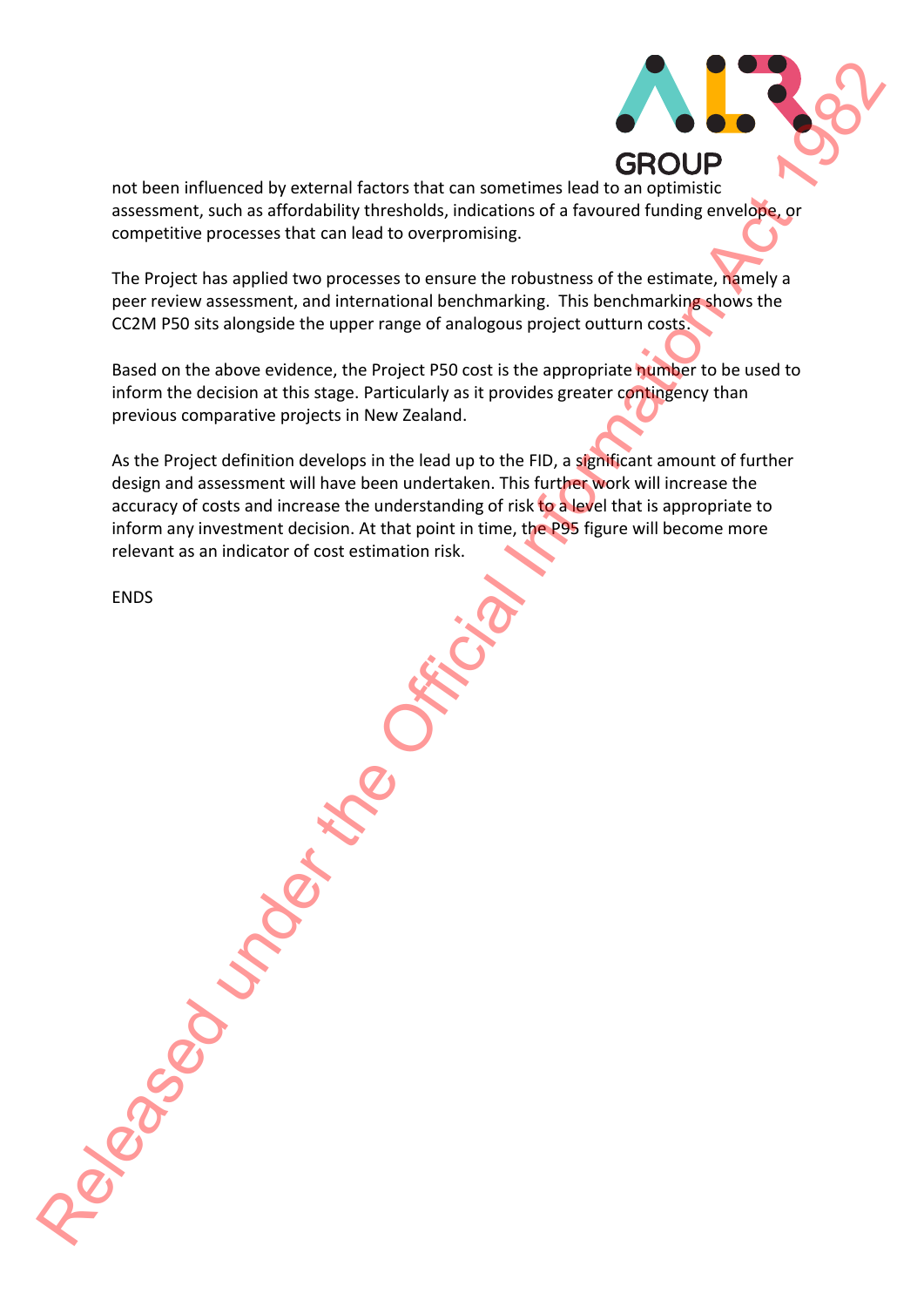not been influenced by external factors that can sometimes lead to an optimistic assessment, such as affordability thresholds, indications of a favoured funding envelope, or competitive processes that can lead to overpromising.

The Project has applied two processes to ensure the robustness of the estimate, namely a peer review assessment, and international benchmarking. This benchmarking shows the CC2M P50 sits alongside the upper range of analogous project outturn costs.

Based on the above evidence, the Project P50 cost is the appropriate number to be used to inform the decision at this stage. Particularly as it provides greater contingency than previous comparative projects in New Zealand.

As the Project definition develops in the lead up to the FID, a significant amount of further design and assessment will have been undertaken. This further work will increase the accuracy of costs and increase the understanding of risk to a level that is appropriate to inform any investment decision. At that point in time, the P95 figure will become more relevant as an indicator of cost estimation risk.

ENDS